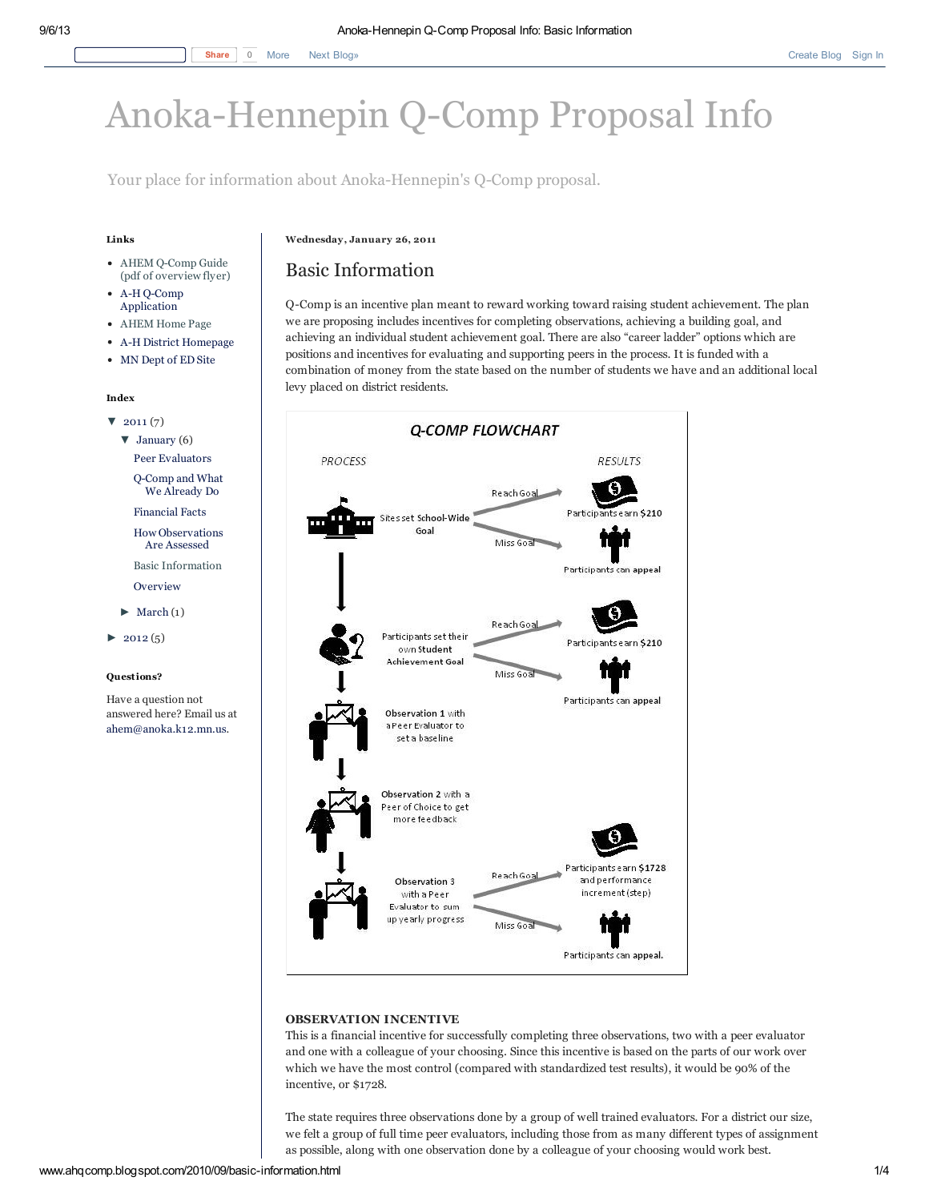# Anoka-Hennepin Q-Comp Proposal Info

Your place for information about Anoka-Hennepin's Q-Comp proposal.

**Links**

- AHEM Q-Comp Guide (pdf of overview flyer)
- A-H Q-Comp Application
- AHEM Home Page
- A-H District Homepage
- MN Dept of ED Site

**Index**

- ▼ 2011 (7)
  - ▼ January (6)
    - Peer Evaluators
    - Q-Comp and What We Already Do
    - Financial Facts
    - How Observations Are Assessed
    - Basic Information
    - Overview
  - ► March (1)
- ► 2012 (5)

**Questions?**

Have a question not answered here? Email us at ahem@anoka.k12.mn.us.

**Wednesday, January 26, 2011**

## Basic Information

Q-Comp is an incentive plan meant to reward working toward raising student achievement. The plan we are proposing includes incentives for completing observations, achieving a building goal, and achieving an individual student achievement goal. There are also "career ladder" options which are positions and incentives for evaluating and supporting peers in the process. It is funded with a combination of money from the state based on the number of students we have and an additional local levy placed on district residents.

**Q-COMP FLOWCHART**

| PROCESS | | RESULTS |
|---|---|---|
| Sites set School-Wide Goal | Reach Goal | Participants earn $210 |
| | Miss Goal | Participants can appeal |
| Participants set their own Student Achievement Goal | Reach Goal | Participants earn $210 |
| | Miss Goal | Participants can appeal |
| Observation 1 with a Peer Evaluator to set a baseline | | |
| Observation 2 with a Peer of Choice to get more feedback | | |
| Observation 3 with a Peer Evaluator to sum up yearly progress | Reach Goal | Participants earn $1728 and performance increment (step) |
| | Miss Goal | Participants can appeal. |

### OBSERVATION INCENTIVE

This is a financial incentive for successfully completing three observations, two with a peer evaluator and one with a colleague of your choosing. Since this incentive is based on the parts of our work over which we have the most control (compared with standardized test results), it would be 90% of the incentive, or $1728.

The state requires three observations done by a group of well trained evaluators. For a district our size, we felt a group of full time peer evaluators, including those from as many different types of assignment as possible, along with one observation done by a colleague of your choosing would work best.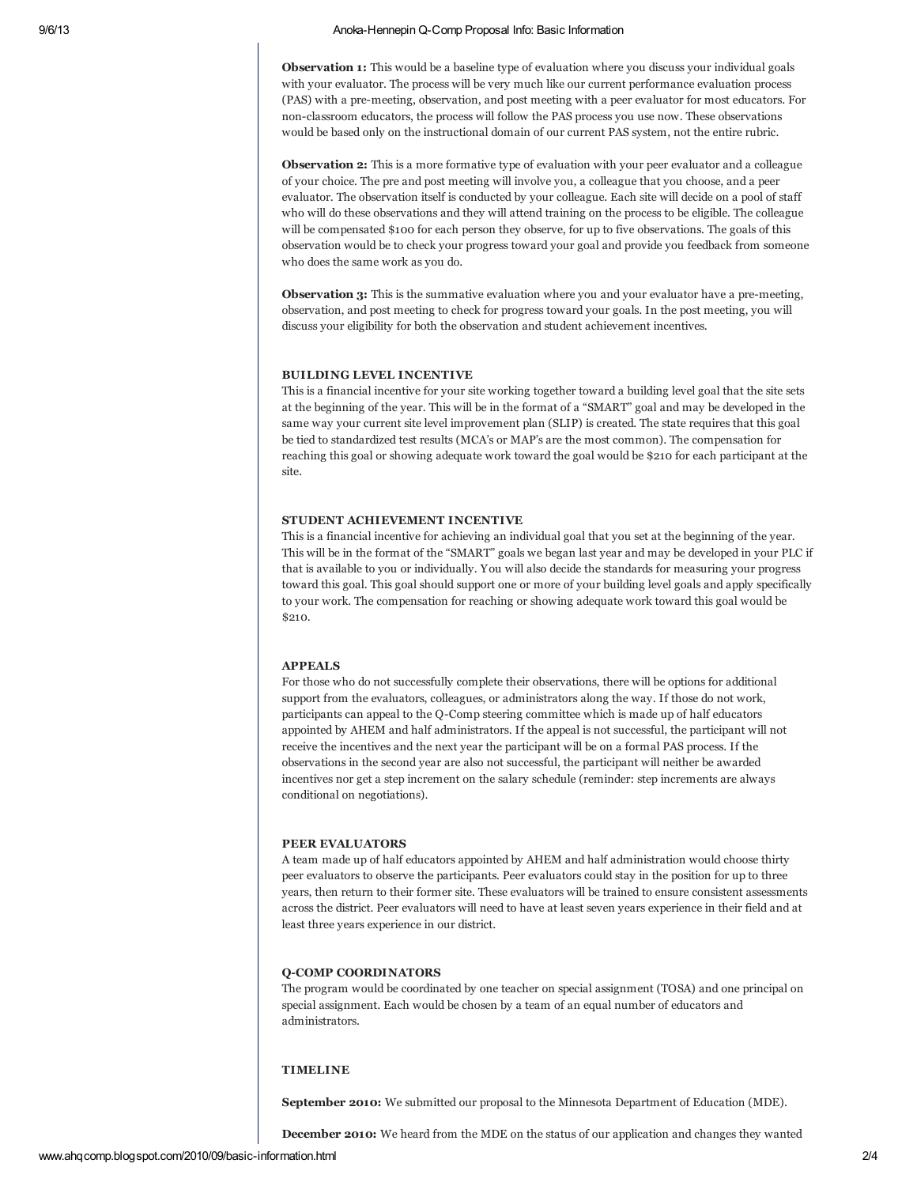**Observation 1:** This would be a baseline type of evaluation where you discuss your individual goals with your evaluator. The process will be very much like our current performance evaluation process (PAS) with a pre-meeting, observation, and post meeting with a peer evaluator for most educators. For non-classroom educators, the process will follow the PAS process you use now. These observations would be based only on the instructional domain of our current PAS system, not the entire rubric.

**Observation 2:** This is a more formative type of evaluation with your peer evaluator and a colleague of your choice. The pre and post meeting will involve you, a colleague that you choose, and a peer evaluator. The observation itself is conducted by your colleague. Each site will decide on a pool of staff who will do these observations and they will attend training on the process to be eligible. The colleague will be compensated $100 for each person they observe, for up to five observations. The goals of this observation would be to check your progress toward your goal and provide you feedback from someone who does the same work as you do.

**Observation 3:** This is the summative evaluation where you and your evaluator have a pre-meeting, observation, and post meeting to check for progress toward your goals. In the post meeting, you will discuss your eligibility for both the observation and student achievement incentives.

### BUILDING LEVEL INCENTIVE

This is a financial incentive for your site working together toward a building level goal that the site sets at the beginning of the year. This will be in the format of a "SMART" goal and may be developed in the same way your current site level improvement plan (SLIP) is created. The state requires that this goal be tied to standardized test results (MCA's or MAP's are the most common). The compensation for reaching this goal or showing adequate work toward the goal would be $210 for each participant at the site.

### STUDENT ACHIEVEMENT INCENTIVE

This is a financial incentive for achieving an individual goal that you set at the beginning of the year. This will be in the format of the "SMART" goals we began last year and may be developed in your PLC if that is available to you or individually. You will also decide the standards for measuring your progress toward this goal. This goal should support one or more of your building level goals and apply specifically to your work. The compensation for reaching or showing adequate work toward this goal would be $210.

### APPEALS

For those who do not successfully complete their observations, there will be options for additional support from the evaluators, colleagues, or administrators along the way. If those do not work, participants can appeal to the Q-Comp steering committee which is made up of half educators appointed by AHEM and half administrators. If the appeal is not successful, the participant will not receive the incentives and the next year the participant will be on a formal PAS process. If the observations in the second year are also not successful, the participant will neither be awarded incentives nor get a step increment on the salary schedule (reminder: step increments are always conditional on negotiations).

### PEER EVALUATORS

A team made up of half educators appointed by AHEM and half administration would choose thirty peer evaluators to observe the participants. Peer evaluators could stay in the position for up to three years, then return to their former site. These evaluators will be trained to ensure consistent assessments across the district. Peer evaluators will need to have at least seven years experience in their field and at least three years experience in our district.

### Q-COMP COORDINATORS

The program would be coordinated by one teacher on special assignment (TOSA) and one principal on special assignment. Each would be chosen by a team of an equal number of educators and administrators.

### TIMELINE

**September 2010:** We submitted our proposal to the Minnesota Department of Education (MDE).

**December 2010:** We heard from the MDE on the status of our application and changes they wanted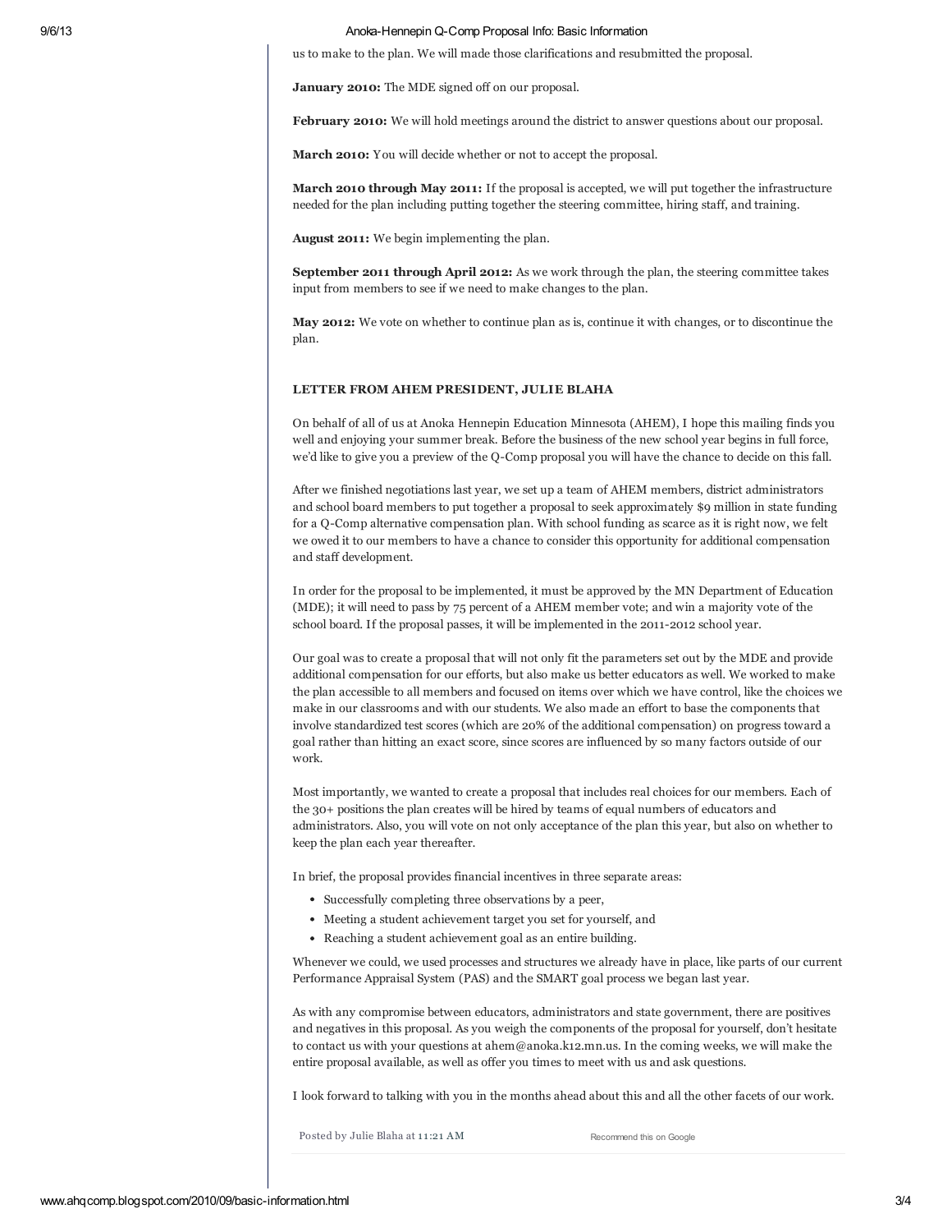us to make to the plan. We will made those clarifications and resubmitted the proposal.

**January 2010:** The MDE signed off on our proposal.

**February 2010:** We will hold meetings around the district to answer questions about our proposal.

**March 2010:** You will decide whether or not to accept the proposal.

**March 2010 through May 2011:** If the proposal is accepted, we will put together the infrastructure needed for the plan including putting together the steering committee, hiring staff, and training.

**August 2011:** We begin implementing the plan.

**September 2011 through April 2012:** As we work through the plan, the steering committee takes input from members to see if we need to make changes to the plan.

**May 2012:** We vote on whether to continue plan as is, continue it with changes, or to discontinue the plan.

**LETTER FROM AHEM PRESIDENT, JULIE BLAHA**

On behalf of all of us at Anoka Hennepin Education Minnesota (AHEM), I hope this mailing finds you well and enjoying your summer break. Before the business of the new school year begins in full force, we'd like to give you a preview of the Q-Comp proposal you will have the chance to decide on this fall.

After we finished negotiations last year, we set up a team of AHEM members, district administrators and school board members to put together a proposal to seek approximately $9 million in state funding for a Q-Comp alternative compensation plan. With school funding as scarce as it is right now, we felt we owed it to our members to have a chance to consider this opportunity for additional compensation and staff development.

In order for the proposal to be implemented, it must be approved by the MN Department of Education (MDE); it will need to pass by 75 percent of a AHEM member vote; and win a majority vote of the school board. If the proposal passes, it will be implemented in the 2011-2012 school year.

Our goal was to create a proposal that will not only fit the parameters set out by the MDE and provide additional compensation for our efforts, but also make us better educators as well. We worked to make the plan accessible to all members and focused on items over which we have control, like the choices we make in our classrooms and with our students. We also made an effort to base the components that involve standardized test scores (which are 20% of the additional compensation) on progress toward a goal rather than hitting an exact score, since scores are influenced by so many factors outside of our work.

Most importantly, we wanted to create a proposal that includes real choices for our members. Each of the 30+ positions the plan creates will be hired by teams of equal numbers of educators and administrators. Also, you will vote on not only acceptance of the plan this year, but also on whether to keep the plan each year thereafter.

In brief, the proposal provides financial incentives in three separate areas:

- Successfully completing three observations by a peer,
- Meeting a student achievement target you set for yourself, and
- Reaching a student achievement goal as an entire building.

Whenever we could, we used processes and structures we already have in place, like parts of our current Performance Appraisal System (PAS) and the SMART goal process we began last year.

As with any compromise between educators, administrators and state government, there are positives and negatives in this proposal. As you weigh the components of the proposal for yourself, don't hesitate to contact us with your questions at ahem@anoka.k12.mn.us. In the coming weeks, we will make the entire proposal available, as well as offer you times to meet with us and ask questions.

I look forward to talking with you in the months ahead about this and all the other facets of our work.

Posted by Julie Blaha at 11:21 AM

Recommend this on Google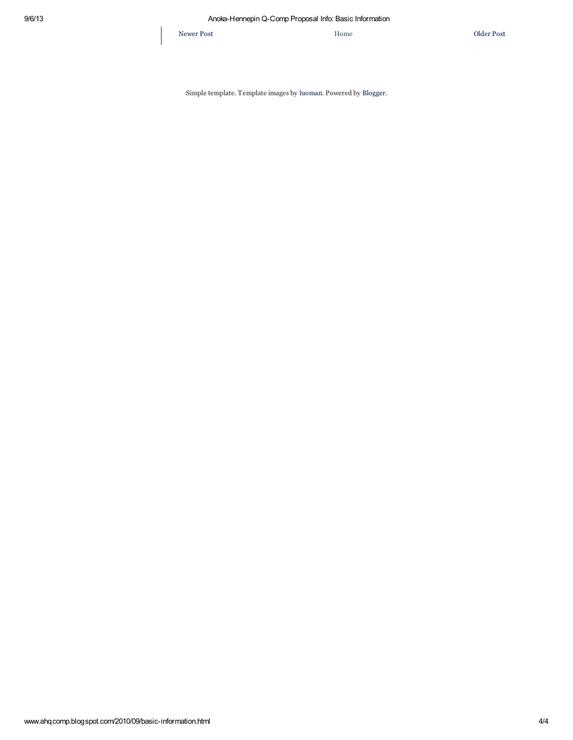Newer Post Home Older Post

Simple template. Template images by luoman. Powered by Blogger.